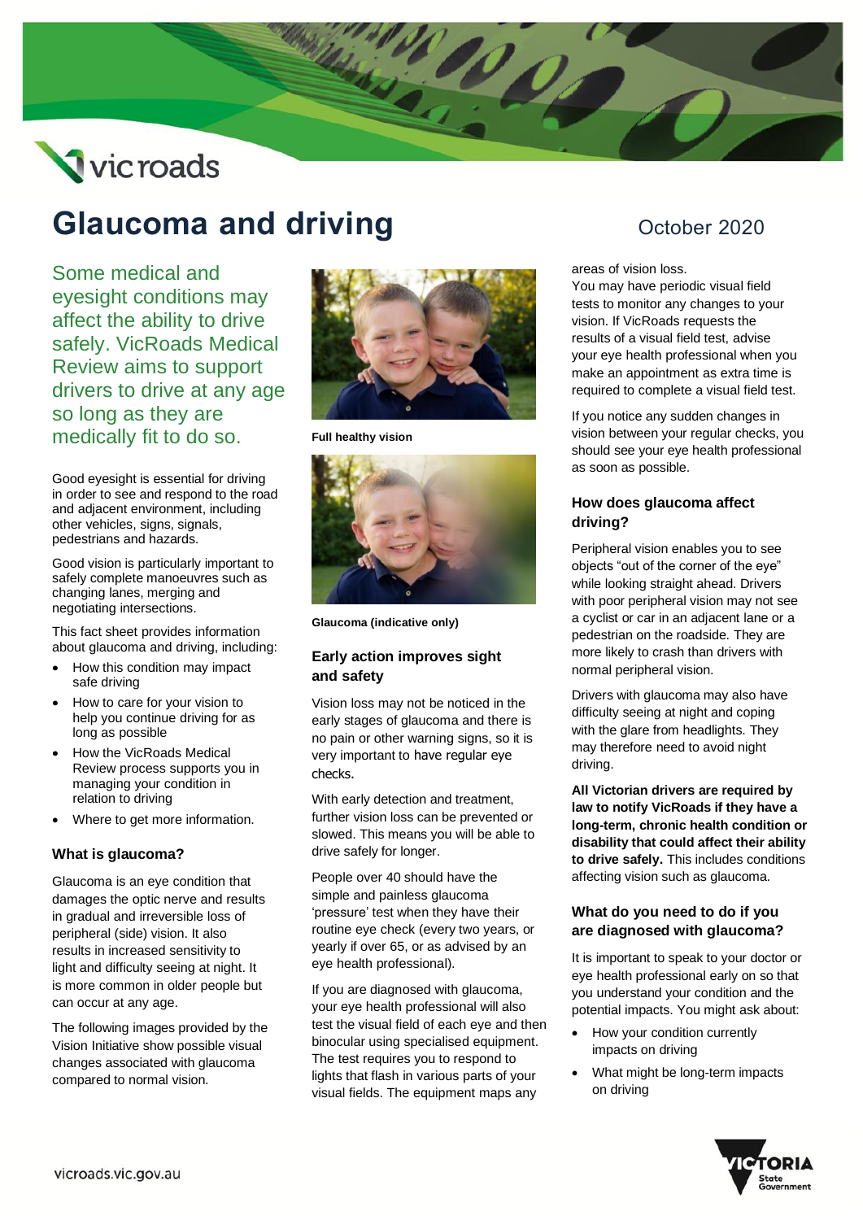# Glaucoma and driving

October 2020

Some medical and eyesight conditions may affect the ability to drive safely. VicRoads Medical Review aims to support drivers to drive at any age so long as they are medically fit to do so.

Good eyesight is essential for driving in order to see and respond to the road and adjacent environment, including other vehicles, signs, signals, pedestrians and hazards.

Good vision is particularly important to safely complete manoeuvres such as changing lanes, merging and negotiating intersections.

This fact sheet provides information about glaucoma and driving, including:

- How this condition may impact safe driving
- How to care for your vision to help you continue driving for as long as possible
- How the VicRoads Medical Review process supports you in managing your condition in relation to driving
- Where to get more information.

## What is glaucoma?

Glaucoma is an eye condition that damages the optic nerve and results in gradual and irreversible loss of peripheral (side) vision. It also results in increased sensitivity to light and difficulty seeing at night. It is more common in older people but can occur at any age.

The following images provided by the Vision Initiative show possible visual changes associated with glaucoma compared to normal vision.

Full healthy vision

Glaucoma (indicative only)

## Early action improves sight and safety

Vision loss may not be noticed in the early stages of glaucoma and there is no pain or other warning signs, so it is very important to have regular eye checks.

With early detection and treatment, further vision loss can be prevented or slowed. This means you will be able to drive safely for longer.

People over 40 should have the simple and painless glaucoma 'pressure' test when they have their routine eye check (every two years, or yearly if over 65, or as advised by an eye health professional).

If you are diagnosed with glaucoma, your eye health professional will also test the visual field of each eye and then binocular using specialised equipment. The test requires you to respond to lights that flash in various parts of your visual fields. The equipment maps any areas of vision loss.

You may have periodic visual field tests to monitor any changes to your vision. If VicRoads requests the results of a visual field test, advise your eye health professional when you make an appointment as extra time is required to complete a visual field test.

If you notice any sudden changes in vision between your regular checks, you should see your eye health professional as soon as possible.

## How does glaucoma affect driving?

Peripheral vision enables you to see objects "out of the corner of the eye" while looking straight ahead. Drivers with poor peripheral vision may not see a cyclist or car in an adjacent lane or a pedestrian on the roadside. They are more likely to crash than drivers with normal peripheral vision.

Drivers with glaucoma may also have difficulty seeing at night and coping with the glare from headlights. They may therefore need to avoid night driving.

**All Victorian drivers are required by law to notify VicRoads if they have a long-term, chronic health condition or disability that could affect their ability to drive safely.** This includes conditions affecting vision such as glaucoma.

## What do you need to do if you are diagnosed with glaucoma?

It is important to speak to your doctor or eye health professional early on so that you understand your condition and the potential impacts. You might ask about:

- How your condition currently impacts on driving
- What might be long-term impacts on driving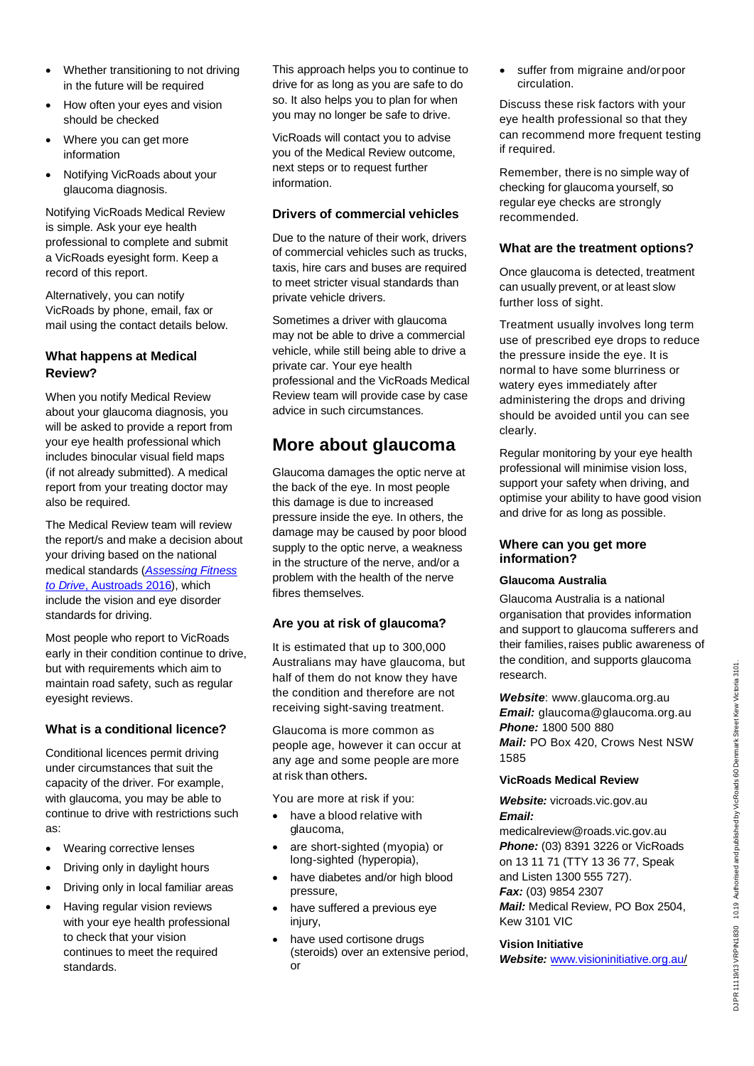- Whether transitioning to not driving in the future will be required
- How often your eyes and vision should be checked
- Where you can get more information
- Notifying VicRoads about your glaucoma diagnosis.

Notifying VicRoads Medical Review is simple. Ask your eye health professional to complete and submit a VicRoads eyesight form. Keep a record of this report.

Alternatively, you can notify VicRoads by phone, email, fax or mail using the contact details below.

### What happens at Medical Review?

When you notify Medical Review about your glaucoma diagnosis, you will be asked to provide a report from your eye health professional which includes binocular visual field maps (if not already submitted). A medical report from your treating doctor may also be required.

The Medical Review team will review the report/s and make a decision about your driving based on the national medical standards (*Assessing Fitness to Drive*, Austroads 2016), which include the vision and eye disorder standards for driving.

Most people who report to VicRoads early in their condition continue to drive, but with requirements which aim to maintain road safety, such as regular eyesight reviews.

### What is a conditional licence?

Conditional licences permit driving under circumstances that suit the capacity of the driver. For example, with glaucoma, you may be able to continue to drive with restrictions such as:

- Wearing corrective lenses
- Driving only in daylight hours
- Driving only in local familiar areas
- Having regular vision reviews with your eye health professional to check that your vision continues to meet the required standards.

This approach helps you to continue to drive for as long as you are safe to do so. It also helps you to plan for when you may no longer be safe to drive.

VicRoads will contact you to advise you of the Medical Review outcome, next steps or to request further information.

### Drivers of commercial vehicles

Due to the nature of their work, drivers of commercial vehicles such as trucks, taxis, hire cars and buses are required to meet stricter visual standards than private vehicle drivers.

Sometimes a driver with glaucoma may not be able to drive a commercial vehicle, while still being able to drive a private car. Your eye health professional and the VicRoads Medical Review team will provide case by case advice in such circumstances.

## More about glaucoma

Glaucoma damages the optic nerve at the back of the eye. In most people this damage is due to increased pressure inside the eye. In others, the damage may be caused by poor blood supply to the optic nerve, a weakness in the structure of the nerve, and/or a problem with the health of the nerve fibres themselves.

### Are you at risk of glaucoma?

It is estimated that up to 300,000 Australians may have glaucoma, but half of them do not know they have the condition and therefore are not receiving sight-saving treatment.

Glaucoma is more common as people age, however it can occur at any age and some people are more at risk than others.

You are more at risk if you:

- have a blood relative with glaucoma,
- are short-sighted (myopia) or long-sighted (hyperopia),
- have diabetes and/or high blood pressure,
- have suffered a previous eye injury,
- have used cortisone drugs (steroids) over an extensive period, or
- suffer from migraine and/or poor circulation.

Discuss these risk factors with your eye health professional so that they can recommend more frequent testing if required.

Remember, there is no simple way of checking for glaucoma yourself, so regular eye checks are strongly recommended.

### What are the treatment options?

Once glaucoma is detected, treatment can usually prevent, or at least slow further loss of sight.

Treatment usually involves long term use of prescribed eye drops to reduce the pressure inside the eye. It is normal to have some blurriness or watery eyes immediately after administering the drops and driving should be avoided until you can see clearly.

Regular monitoring by your eye health professional will minimise vision loss, support your safety when driving, and optimise your ability to have good vision and drive for as long as possible.

### Where can you get more information?

#### Glaucoma Australia

Glaucoma Australia is a national organisation that provides information and support to glaucoma sufferers and their families, raises public awareness of the condition, and supports glaucoma research.

***Website***: www.glaucoma.org.au
***Email:*** glaucoma@glaucoma.org.au
***Phone:*** 1800 500 880
***Mail:*** PO Box 420, Crows Nest NSW 1585

#### VicRoads Medical Review

***Website:*** vicroads.vic.gov.au
***Email:*** medicalreview@roads.vic.gov.au
***Phone:*** (03) 8391 3226 or VicRoads on 13 11 71 (TTY 13 36 77, Speak and Listen 1300 555 727).
***Fax:*** (03) 9854 2307
***Mail:*** Medical Review, PO Box 2504, Kew 3101 VIC

#### Vision Initiative

***Website:*** www.visioninitiative.org.au/

DJPR 111913 VRPIN1830 1019 Authorised and published by VicRoads 60 Denmark Street Kew Victoria 3101.